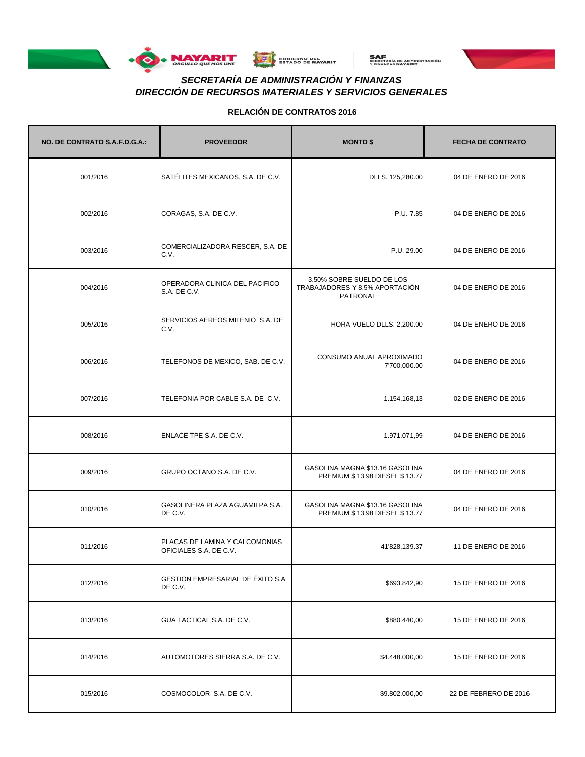# *SECRETARÍA DE ADMINISTRACIÓN Y FINANZAS*
## *DIRECCIÓN DE RECURSOS MATERIALES Y SERVICIOS GENERALES*

### RELACIÓN DE CONTRATOS 2016

| NO. DE CONTRATO S.A.F.D.G.A.: | PROVEEDOR | MONTO $ | FECHA DE CONTRATO |
|---|---|---|---|
| 001/2016 | SATÉLITES MEXICANOS, S.A. DE C.V. | DLLS. 125,280.00 | 04 DE ENERO DE 2016 |
| 002/2016 | CORAGAS, S.A. DE C.V. | P.U. 7.85 | 04 DE ENERO DE 2016 |
| 003/2016 | COMERCIALIZADORA RESCER, S.A. DE C.V. | P.U. 29.00 | 04 DE ENERO DE 2016 |
| 004/2016 | OPERADORA CLINICA DEL PACIFICO S.A. DE C.V. | 3.50% SOBRE SUELDO DE LOS TRABAJADORES Y 8.5% APORTACIÓN PATRONAL | 04 DE ENERO DE 2016 |
| 005/2016 | SERVICIOS AEREOS MILENIO S.A. DE C.V. | HORA VUELO DLLS. 2,200.00 | 04 DE ENERO DE 2016 |
| 006/2016 | TELEFONOS DE MEXICO, SAB. DE C.V. | CONSUMO ANUAL APROXIMADO 7'700,000.00 | 04 DE ENERO DE 2016 |
| 007/2016 | TELEFONIA POR CABLE S.A. DE C.V. | 1.154.168,13 | 02 DE ENERO DE 2016 |
| 008/2016 | ENLACE TPE S.A. DE C.V. | 1.971.071,99 | 04 DE ENERO DE 2016 |
| 009/2016 | GRUPO OCTANO S.A. DE C.V. | GASOLINA MAGNA $13.16 GASOLINA PREMIUM $ 13.98 DIESEL $ 13.77 | 04 DE ENERO DE 2016 |
| 010/2016 | GASOLINERA PLAZA AGUAMILPA S.A. DE C.V. | GASOLINA MAGNA $13.16 GASOLINA PREMIUM $ 13.98 DIESEL $ 13.77 | 04 DE ENERO DE 2016 |
| 011/2016 | PLACAS DE LAMINA Y CALCOMONIAS OFICIALES S.A. DE C.V. | 41'828,139.37 | 11 DE ENERO DE 2016 |
| 012/2016 | GESTION EMPRESARIAL DE ÉXITO S.A DE C.V. | $693.842,90 | 15 DE ENERO DE 2016 |
| 013/2016 | GUA TACTICAL S.A. DE C.V. | $880.440,00 | 15 DE ENERO DE 2016 |
| 014/2016 | AUTOMOTORES SIERRA S.A. DE C.V. | $4.448.000,00 | 15 DE ENERO DE 2016 |
| 015/2016 | COSMOCOLOR S.A. DE C.V. | $9.802.000,00 | 22 DE FEBRERO DE 2016 |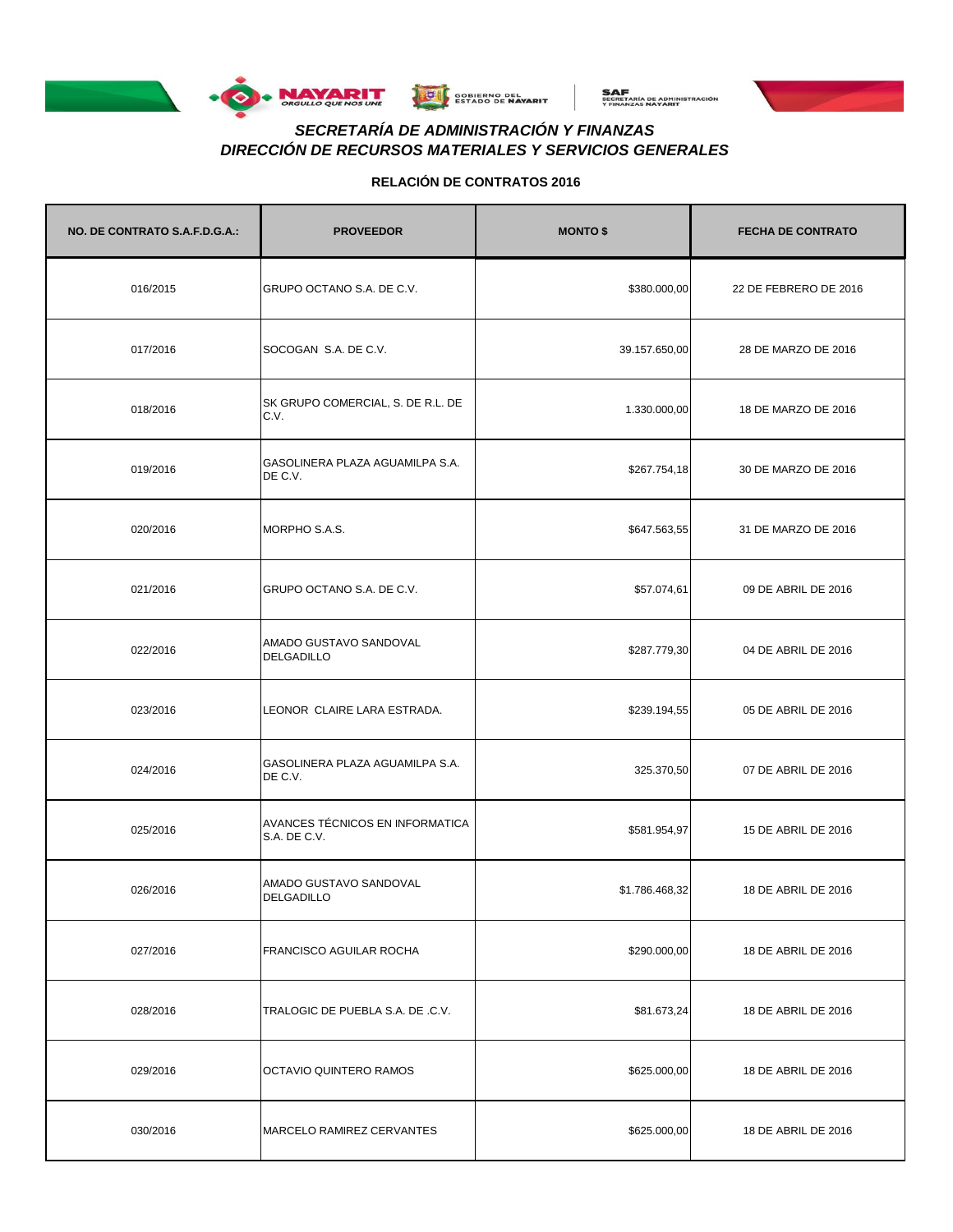## SECRETARÍA DE ADMINISTRACIÓN Y FINANZAS
## DIRECCIÓN DE RECURSOS MATERIALES Y SERVICIOS GENERALES

### RELACIÓN DE CONTRATOS 2016

| NO. DE CONTRATO S.A.F.D.G.A.: | PROVEEDOR | MONTO $ | FECHA DE CONTRATO |
|---|---|---|---|
| 016/2015 | GRUPO OCTANO S.A. DE C.V. | $380.000,00 | 22 DE FEBRERO DE 2016 |
| 017/2016 | SOCOGAN S.A. DE C.V. | 39.157.650,00 | 28 DE MARZO DE 2016 |
| 018/2016 | SK GRUPO COMERCIAL, S. DE R.L. DE C.V. | 1.330.000,00 | 18 DE MARZO DE 2016 |
| 019/2016 | GASOLINERA PLAZA AGUAMILPA S.A. DE C.V. | $267.754,18 | 30 DE MARZO DE 2016 |
| 020/2016 | MORPHO S.A.S. | $647.563,55 | 31 DE MARZO DE 2016 |
| 021/2016 | GRUPO OCTANO S.A. DE C.V. | $57.074,61 | 09 DE ABRIL DE 2016 |
| 022/2016 | AMADO GUSTAVO SANDOVAL DELGADILLO | $287.779,30 | 04 DE ABRIL DE 2016 |
| 023/2016 | LEONOR CLAIRE LARA ESTRADA. | $239.194,55 | 05 DE ABRIL DE 2016 |
| 024/2016 | GASOLINERA PLAZA AGUAMILPA S.A. DE C.V. | 325.370,50 | 07 DE ABRIL DE 2016 |
| 025/2016 | AVANCES TÉCNICOS EN INFORMATICA S.A. DE C.V. | $581.954,97 | 15 DE ABRIL DE 2016 |
| 026/2016 | AMADO GUSTAVO SANDOVAL DELGADILLO | $1.786.468,32 | 18 DE ABRIL DE 2016 |
| 027/2016 | FRANCISCO AGUILAR ROCHA | $290.000,00 | 18 DE ABRIL DE 2016 |
| 028/2016 | TRALOGIC DE PUEBLA S.A. DE .C.V. | $81.673,24 | 18 DE ABRIL DE 2016 |
| 029/2016 | OCTAVIO QUINTERO RAMOS | $625.000,00 | 18 DE ABRIL DE 2016 |
| 030/2016 | MARCELO RAMIREZ CERVANTES | $625.000,00 | 18 DE ABRIL DE 2016 |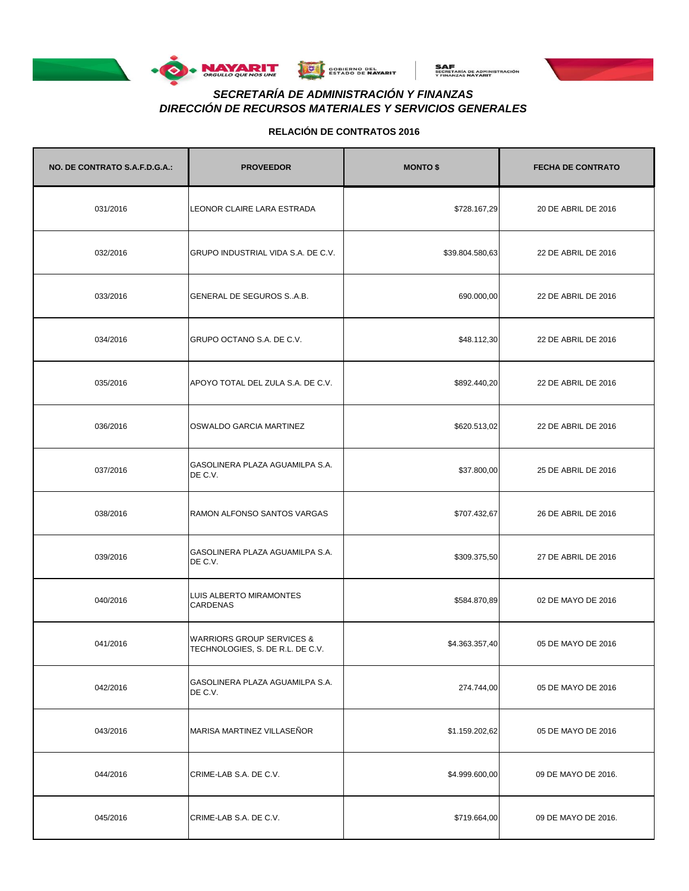## *SECRETARÍA DE ADMINISTRACIÓN Y FINANZAS*
## *DIRECCIÓN DE RECURSOS MATERIALES Y SERVICIOS GENERALES*

**RELACIÓN DE CONTRATOS 2016**

| NO. DE CONTRATO S.A.F.D.G.A.: | PROVEEDOR | MONTO $ | FECHA DE CONTRATO |
|---|---|---|---|
| 031/2016 | LEONOR CLAIRE LARA ESTRADA | $728.167,29 | 20 DE ABRIL DE 2016 |
| 032/2016 | GRUPO INDUSTRIAL VIDA S.A. DE C.V. | $39.804.580,63 | 22 DE ABRIL DE 2016 |
| 033/2016 | GENERAL DE SEGUROS S..A.B. | 690.000,00 | 22 DE ABRIL DE 2016 |
| 034/2016 | GRUPO OCTANO S.A. DE C.V. | $48.112,30 | 22 DE ABRIL DE 2016 |
| 035/2016 | APOYO TOTAL DEL ZULA S.A. DE C.V. | $892.440,20 | 22 DE ABRIL DE 2016 |
| 036/2016 | OSWALDO GARCIA MARTINEZ | $620.513,02 | 22 DE ABRIL DE 2016 |
| 037/2016 | GASOLINERA PLAZA AGUAMILPA S.A. DE C.V. | $37.800,00 | 25 DE ABRIL DE 2016 |
| 038/2016 | RAMON ALFONSO SANTOS VARGAS | $707.432,67 | 26 DE ABRIL DE 2016 |
| 039/2016 | GASOLINERA PLAZA AGUAMILPA S.A. DE C.V. | $309.375,50 | 27 DE ABRIL DE 2016 |
| 040/2016 | LUIS ALBERTO MIRAMONTES CARDENAS | $584.870,89 | 02 DE MAYO DE 2016 |
| 041/2016 | WARRIORS GROUP SERVICES & TECHNOLOGIES, S. DE R.L. DE C.V. | $4.363.357,40 | 05 DE MAYO DE 2016 |
| 042/2016 | GASOLINERA PLAZA AGUAMILPA S.A. DE C.V. | 274.744,00 | 05 DE MAYO DE 2016 |
| 043/2016 | MARISA MARTINEZ VILLASEÑOR | $1.159.202,62 | 05 DE MAYO DE 2016 |
| 044/2016 | CRIME-LAB S.A. DE C.V. | $4.999.600,00 | 09 DE MAYO DE 2016. |
| 045/2016 | CRIME-LAB S.A. DE C.V. | $719.664,00 | 09 DE MAYO DE 2016. |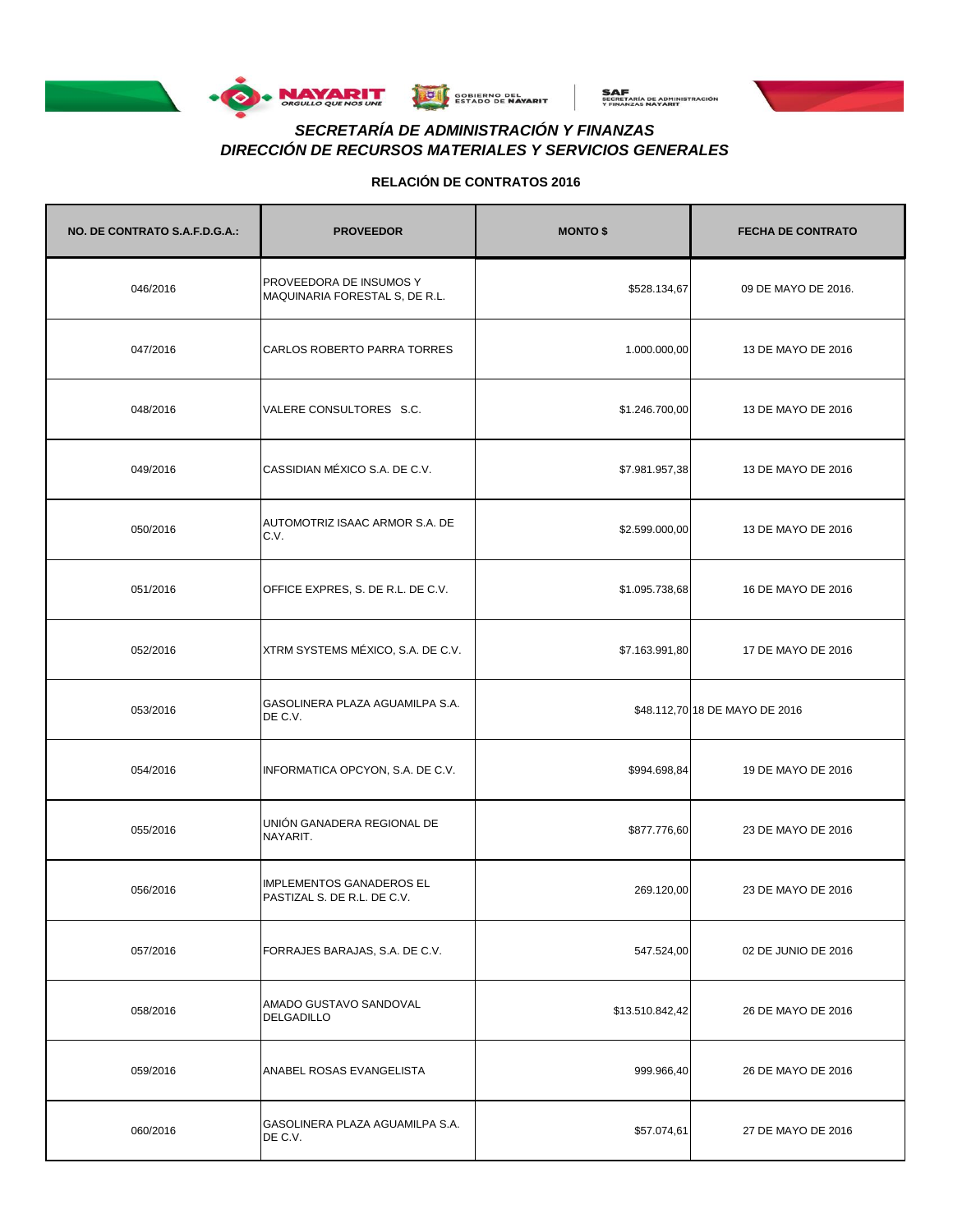### SECRETARÍA DE ADMINISTRACIÓN Y FINANZAS
### DIRECCIÓN DE RECURSOS MATERIALES Y SERVICIOS GENERALES

**RELACIÓN DE CONTRATOS 2016**

| NO. DE CONTRATO S.A.F.D.G.A.: | PROVEEDOR | MONTO $ | FECHA DE CONTRATO |
|---|---|---|---|
| 046/2016 | PROVEEDORA DE INSUMOS Y MAQUINARIA FORESTAL S, DE R.L. | $528.134,67 | 09 DE MAYO DE 2016. |
| 047/2016 | CARLOS ROBERTO PARRA TORRES | 1.000.000,00 | 13 DE MAYO DE 2016 |
| 048/2016 | VALERE CONSULTORES S.C. | $1.246.700,00 | 13 DE MAYO DE 2016 |
| 049/2016 | CASSIDIAN MÉXICO S.A. DE C.V. | $7.981.957,38 | 13 DE MAYO DE 2016 |
| 050/2016 | AUTOMOTRIZ ISAAC ARMOR S.A. DE C.V. | $2.599.000,00 | 13 DE MAYO DE 2016 |
| 051/2016 | OFFICE EXPRES, S. DE R.L. DE C.V. | $1.095.738,68 | 16 DE MAYO DE 2016 |
| 052/2016 | XTRM SYSTEMS MÉXICO, S.A. DE C.V. | $7.163.991,80 | 17 DE MAYO DE 2016 |
| 053/2016 | GASOLINERA PLAZA AGUAMILPA S.A. DE C.V. | $48.112,70 | 18 DE MAYO DE 2016 |
| 054/2016 | INFORMATICA OPCYON, S.A. DE C.V. | $994.698,84 | 19 DE MAYO DE 2016 |
| 055/2016 | UNIÓN GANADERA REGIONAL DE NAYARIT. | $877.776,60 | 23 DE MAYO DE 2016 |
| 056/2016 | IMPLEMENTOS GANADEROS EL PASTIZAL S. DE R.L. DE C.V. | 269.120,00 | 23 DE MAYO DE 2016 |
| 057/2016 | FORRAJES BARAJAS, S.A. DE C.V. | 547.524,00 | 02 DE JUNIO DE 2016 |
| 058/2016 | AMADO GUSTAVO SANDOVAL DELGADILLO | $13.510.842,42 | 26 DE MAYO DE 2016 |
| 059/2016 | ANABEL ROSAS EVANGELISTA | 999.966,40 | 26 DE MAYO DE 2016 |
| 060/2016 | GASOLINERA PLAZA AGUAMILPA S.A. DE C.V. | $57.074,61 | 27 DE MAYO DE 2016 |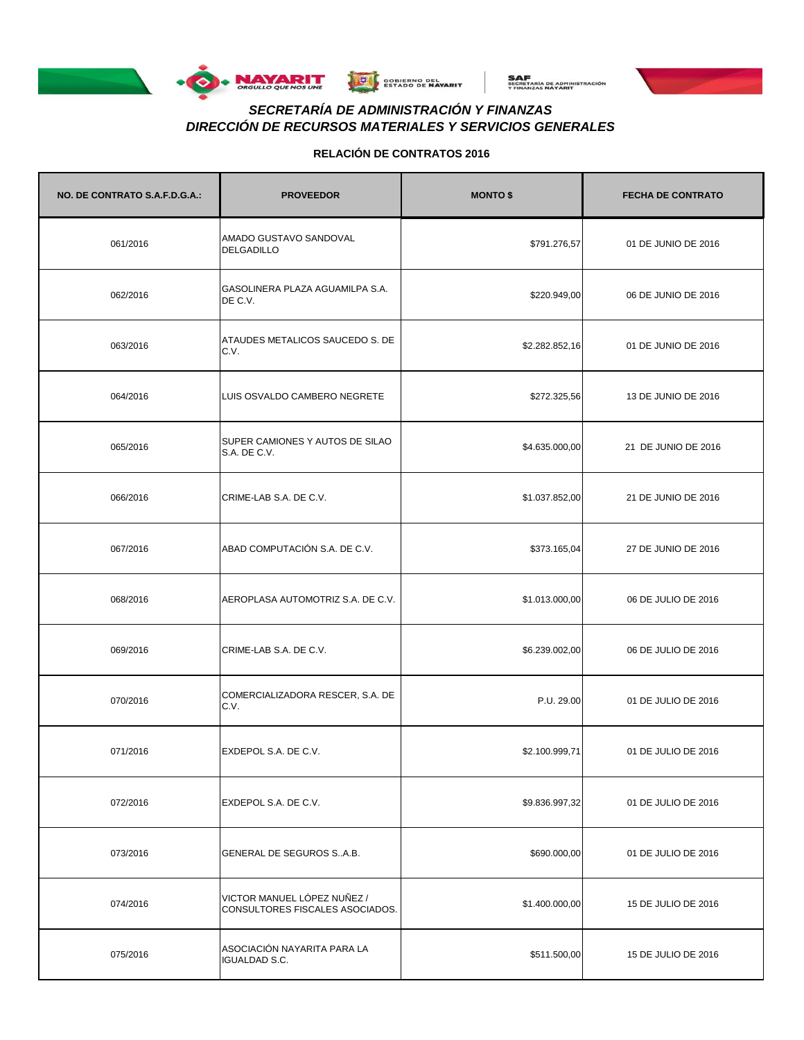## *SECRETARÍA DE ADMINISTRACIÓN Y FINANZAS*
## *DIRECCIÓN DE RECURSOS MATERIALES Y SERVICIOS GENERALES*

### RELACIÓN DE CONTRATOS 2016

| NO. DE CONTRATO S.A.F.D.G.A.: | PROVEEDOR | MONTO $ | FECHA DE CONTRATO |
|---|---|---|---|
| 061/2016 | AMADO GUSTAVO SANDOVAL DELGADILLO | $791.276,57 | 01 DE JUNIO DE 2016 |
| 062/2016 | GASOLINERA PLAZA AGUAMILPA S.A. DE C.V. | $220.949,00 | 06 DE JUNIO DE 2016 |
| 063/2016 | ATAUDES METALICOS SAUCEDO S. DE C.V. | $2.282.852,16 | 01 DE JUNIO DE 2016 |
| 064/2016 | LUIS OSVALDO CAMBERO NEGRETE | $272.325,56 | 13 DE JUNIO DE 2016 |
| 065/2016 | SUPER CAMIONES Y AUTOS DE SILAO S.A. DE C.V. | $4.635.000,00 | 21 DE JUNIO DE 2016 |
| 066/2016 | CRIME-LAB S.A. DE C.V. | $1.037.852,00 | 21 DE JUNIO DE 2016 |
| 067/2016 | ABAD COMPUTACIÓN S.A. DE C.V. | $373.165,04 | 27 DE JUNIO DE 2016 |
| 068/2016 | AEROPLASA AUTOMOTRIZ S.A. DE C.V. | $1.013.000,00 | 06 DE JULIO DE 2016 |
| 069/2016 | CRIME-LAB S.A. DE C.V. | $6.239.002,00 | 06 DE JULIO DE 2016 |
| 070/2016 | COMERCIALIZADORA RESCER, S.A. DE C.V. | P.U. 29.00 | 01 DE JULIO DE 2016 |
| 071/2016 | EXDEPOL S.A. DE C.V. | $2.100.999,71 | 01 DE JULIO DE 2016 |
| 072/2016 | EXDEPOL S.A. DE C.V. | $9.836.997,32 | 01 DE JULIO DE 2016 |
| 073/2016 | GENERAL DE SEGUROS S..A.B. | $690.000,00 | 01 DE JULIO DE 2016 |
| 074/2016 | VICTOR MANUEL LÓPEZ NUÑEZ / CONSULTORES FISCALES ASOCIADOS. | $1.400.000,00 | 15 DE JULIO DE 2016 |
| 075/2016 | ASOCIACIÓN NAYARITA PARA LA IGUALDAD S.C. | $511.500,00 | 15 DE JULIO DE 2016 |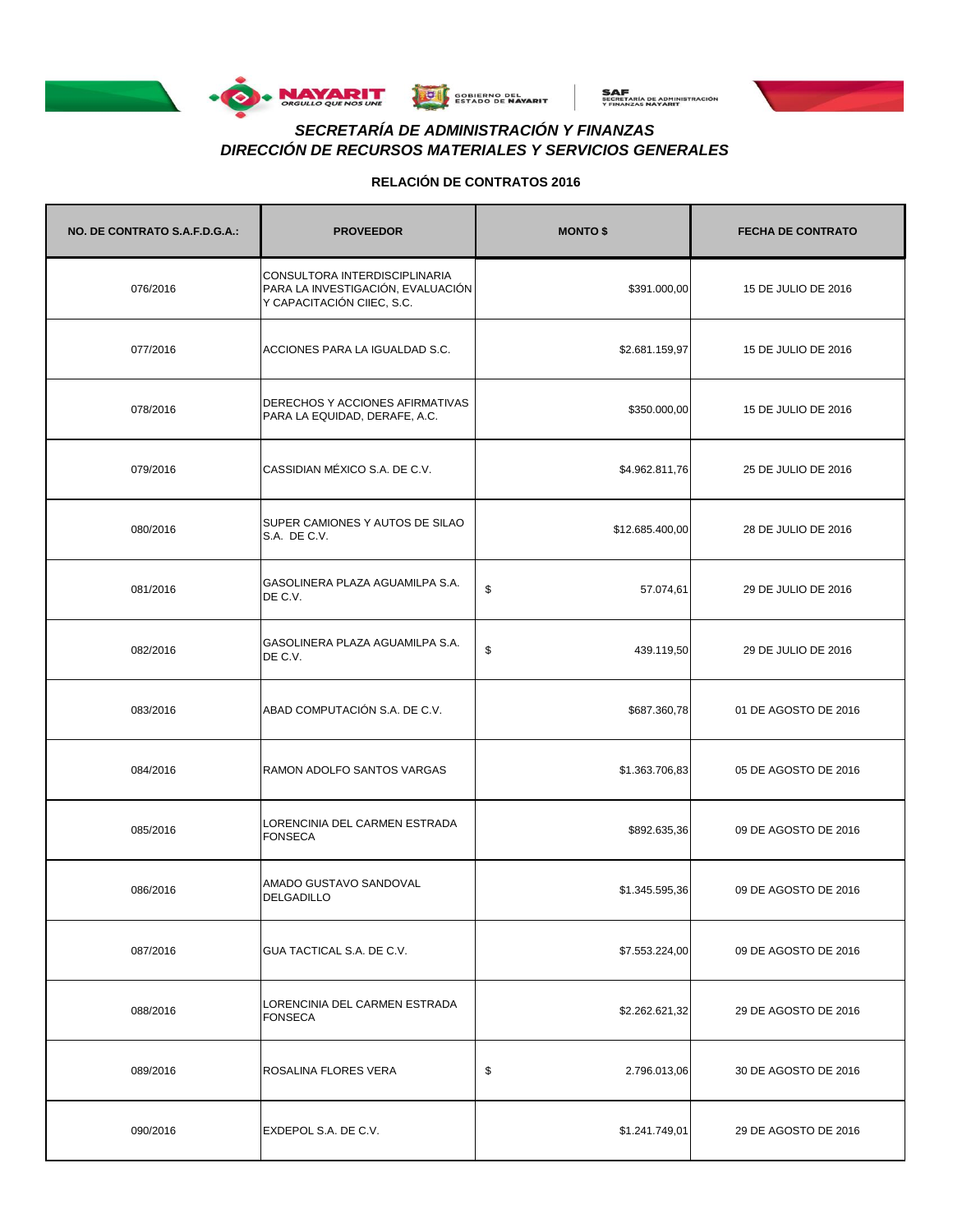## SECRETARÍA DE ADMINISTRACIÓN Y FINANZAS
## DIRECCIÓN DE RECURSOS MATERIALES Y SERVICIOS GENERALES

### RELACIÓN DE CONTRATOS 2016

| NO. DE CONTRATO S.A.F.D.G.A.: | PROVEEDOR | MONTO $ | FECHA DE CONTRATO |
|---|---|---|---|
| 076/2016 | CONSULTORA INTERDISCIPLINARIA PARA LA INVESTIGACIÓN, EVALUACIÓN Y CAPACITACIÓN CIIEC, S.C. | $391.000,00 | 15 DE JULIO DE 2016 |
| 077/2016 | ACCIONES PARA LA IGUALDAD S.C. | $2.681.159,97 | 15 DE JULIO DE 2016 |
| 078/2016 | DERECHOS Y ACCIONES AFIRMATIVAS PARA LA EQUIDAD, DERAFE, A.C. | $350.000,00 | 15 DE JULIO DE 2016 |
| 079/2016 | CASSIDIAN MÉXICO S.A. DE C.V. | $4.962.811,76 | 25 DE JULIO DE 2016 |
| 080/2016 | SUPER CAMIONES Y AUTOS DE SILAO S.A. DE C.V. | $12.685.400,00 | 28 DE JULIO DE 2016 |
| 081/2016 | GASOLINERA PLAZA AGUAMILPA S.A. DE C.V. | $ 57.074,61 | 29 DE JULIO DE 2016 |
| 082/2016 | GASOLINERA PLAZA AGUAMILPA S.A. DE C.V. | $ 439.119,50 | 29 DE JULIO DE 2016 |
| 083/2016 | ABAD COMPUTACIÓN S.A. DE C.V. | $687.360,78 | 01 DE AGOSTO DE 2016 |
| 084/2016 | RAMON ADOLFO SANTOS VARGAS | $1.363.706,83 | 05 DE AGOSTO DE 2016 |
| 085/2016 | LORENCINIA DEL CARMEN ESTRADA FONSECA | $892.635,36 | 09 DE AGOSTO DE 2016 |
| 086/2016 | AMADO GUSTAVO SANDOVAL DELGADILLO | $1.345.595,36 | 09 DE AGOSTO DE 2016 |
| 087/2016 | GUA TACTICAL S.A. DE C.V. | $7.553.224,00 | 09 DE AGOSTO DE 2016 |
| 088/2016 | LORENCINIA DEL CARMEN ESTRADA FONSECA | $2.262.621,32 | 29 DE AGOSTO DE 2016 |
| 089/2016 | ROSALINA FLORES VERA | $ 2.796.013,06 | 30 DE AGOSTO DE 2016 |
| 090/2016 | EXDEPOL S.A. DE C.V. | $1.241.749,01 | 29 DE AGOSTO DE 2016 |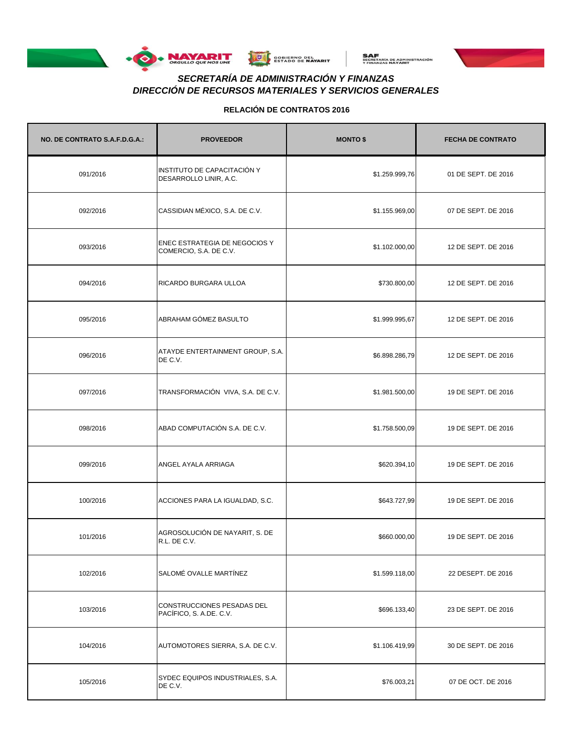## *SECRETARÍA DE ADMINISTRACIÓN Y FINANZAS*
## *DIRECCIÓN DE RECURSOS MATERIALES Y SERVICIOS GENERALES*

**RELACIÓN DE CONTRATOS 2016**

| NO. DE CONTRATO S.A.F.D.G.A.: | PROVEEDOR | MONTO $ | FECHA DE CONTRATO |
|---|---|---|---|
| 091/2016 | INSTITUTO DE CAPACITACIÓN Y DESARROLLO LINIR, A.C. | $1.259.999,76 | 01 DE SEPT. DE 2016 |
| 092/2016 | CASSIDIAN MÉXICO, S.A. DE C.V. | $1.155.969,00 | 07 DE SEPT. DE 2016 |
| 093/2016 | ENEC ESTRATEGIA DE NEGOCIOS Y COMERCIO, S.A. DE C.V. | $1.102.000,00 | 12 DE SEPT. DE 2016 |
| 094/2016 | RICARDO BURGARA ULLOA | $730.800,00 | 12 DE SEPT. DE 2016 |
| 095/2016 | ABRAHAM GÓMEZ BASULTO | $1.999.995,67 | 12 DE SEPT. DE 2016 |
| 096/2016 | ATAYDE ENTERTAINMENT GROUP, S.A. DE C.V. | $6.898.286,79 | 12 DE SEPT. DE 2016 |
| 097/2016 | TRANSFORMACIÓN VIVA, S.A. DE C.V. | $1.981.500,00 | 19 DE SEPT. DE 2016 |
| 098/2016 | ABAD COMPUTACIÓN S.A. DE C.V. | $1.758.500,09 | 19 DE SEPT. DE 2016 |
| 099/2016 | ANGEL AYALA ARRIAGA | $620.394,10 | 19 DE SEPT. DE 2016 |
| 100/2016 | ACCIONES PARA LA IGUALDAD, S.C. | $643.727,99 | 19 DE SEPT. DE 2016 |
| 101/2016 | AGROSOLUCIÓN DE NAYARIT, S. DE R.L. DE C.V. | $660.000,00 | 19 DE SEPT. DE 2016 |
| 102/2016 | SALOMÉ OVALLE MARTÍNEZ | $1.599.118,00 | 22 DESEPT. DE 2016 |
| 103/2016 | CONSTRUCCIONES PESADAS DEL PACÍFICO, S. A.DE. C.V. | $696.133,40 | 23 DE SEPT. DE 2016 |
| 104/2016 | AUTOMOTORES SIERRA, S.A. DE C.V. | $1.106.419,99 | 30 DE SEPT. DE 2016 |
| 105/2016 | SYDEC EQUIPOS INDUSTRIALES, S.A. DE C.V. | $76.003,21 | 07 DE OCT. DE 2016 |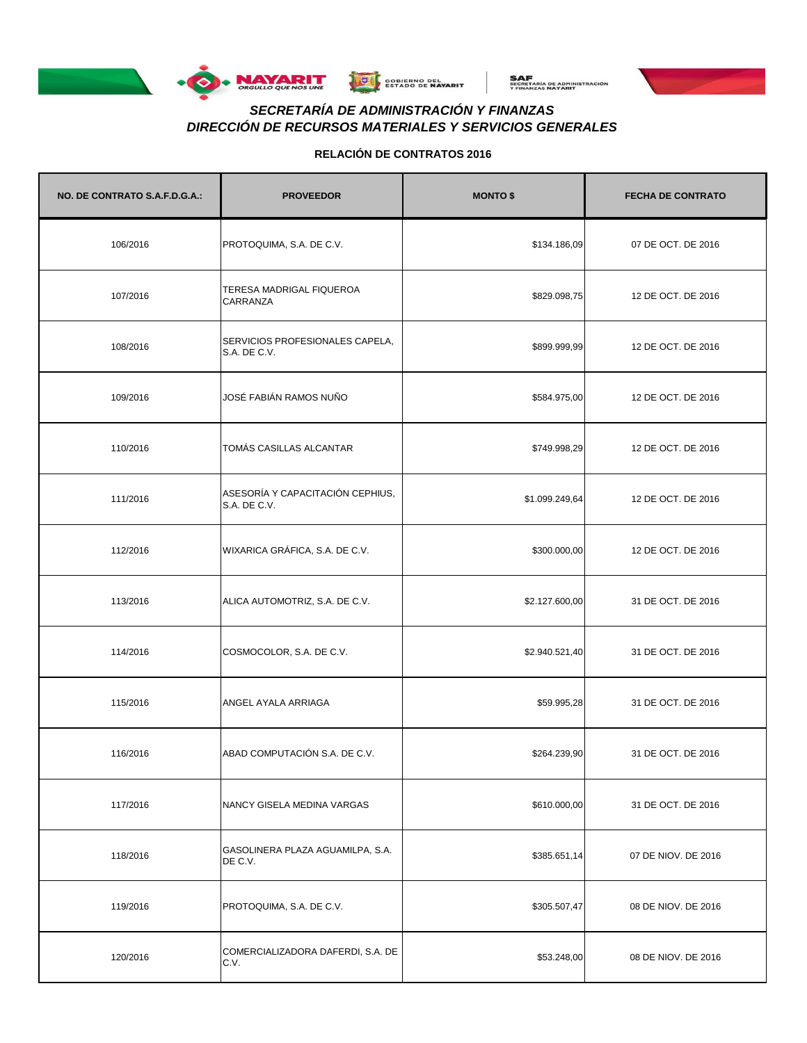## *SECRETARÍA DE ADMINISTRACIÓN Y FINANZAS*
## *DIRECCIÓN DE RECURSOS MATERIALES Y SERVICIOS GENERALES*

**RELACIÓN DE CONTRATOS 2016**

| NO. DE CONTRATO S.A.F.D.G.A.: | PROVEEDOR | MONTO $ | FECHA DE CONTRATO |
|---|---|---|---|
| 106/2016 | PROTOQUIMA, S.A. DE C.V. | $134.186,09 | 07 DE OCT. DE 2016 |
| 107/2016 | TERESA MADRIGAL FIQUEROA CARRANZA | $829.098,75 | 12 DE OCT. DE 2016 |
| 108/2016 | SERVICIOS PROFESIONALES CAPELA, S.A. DE C.V. | $899.999,99 | 12 DE OCT. DE 2016 |
| 109/2016 | JOSÉ FABIÁN RAMOS NUÑO | $584.975,00 | 12 DE OCT. DE 2016 |
| 110/2016 | TOMÁS CASILLAS ALCANTAR | $749.998,29 | 12 DE OCT. DE 2016 |
| 111/2016 | ASESORÍA Y CAPACITACIÓN CEPHIUS, S.A. DE C.V. | $1.099.249,64 | 12 DE OCT. DE 2016 |
| 112/2016 | WIXARICA GRÁFICA, S.A. DE C.V. | $300.000,00 | 12 DE OCT. DE 2016 |
| 113/2016 | ALICA AUTOMOTRIZ, S.A. DE C.V. | $2.127.600,00 | 31 DE OCT. DE 2016 |
| 114/2016 | COSMOCOLOR, S.A. DE C.V. | $2.940.521,40 | 31 DE OCT. DE 2016 |
| 115/2016 | ANGEL AYALA ARRIAGA | $59.995,28 | 31 DE OCT. DE 2016 |
| 116/2016 | ABAD COMPUTACIÓN S.A. DE C.V. | $264.239,90 | 31 DE OCT. DE 2016 |
| 117/2016 | NANCY GISELA MEDINA VARGAS | $610.000,00 | 31 DE OCT. DE 2016 |
| 118/2016 | GASOLINERA PLAZA AGUAMILPA, S.A. DE C.V. | $385.651,14 | 07 DE NIOV. DE 2016 |
| 119/2016 | PROTOQUIMA, S.A. DE C.V. | $305.507,47 | 08 DE NIOV. DE 2016 |
| 120/2016 | COMERCIALIZADORA DAFERDI, S.A. DE C.V. | $53.248,00 | 08 DE NIOV. DE 2016 |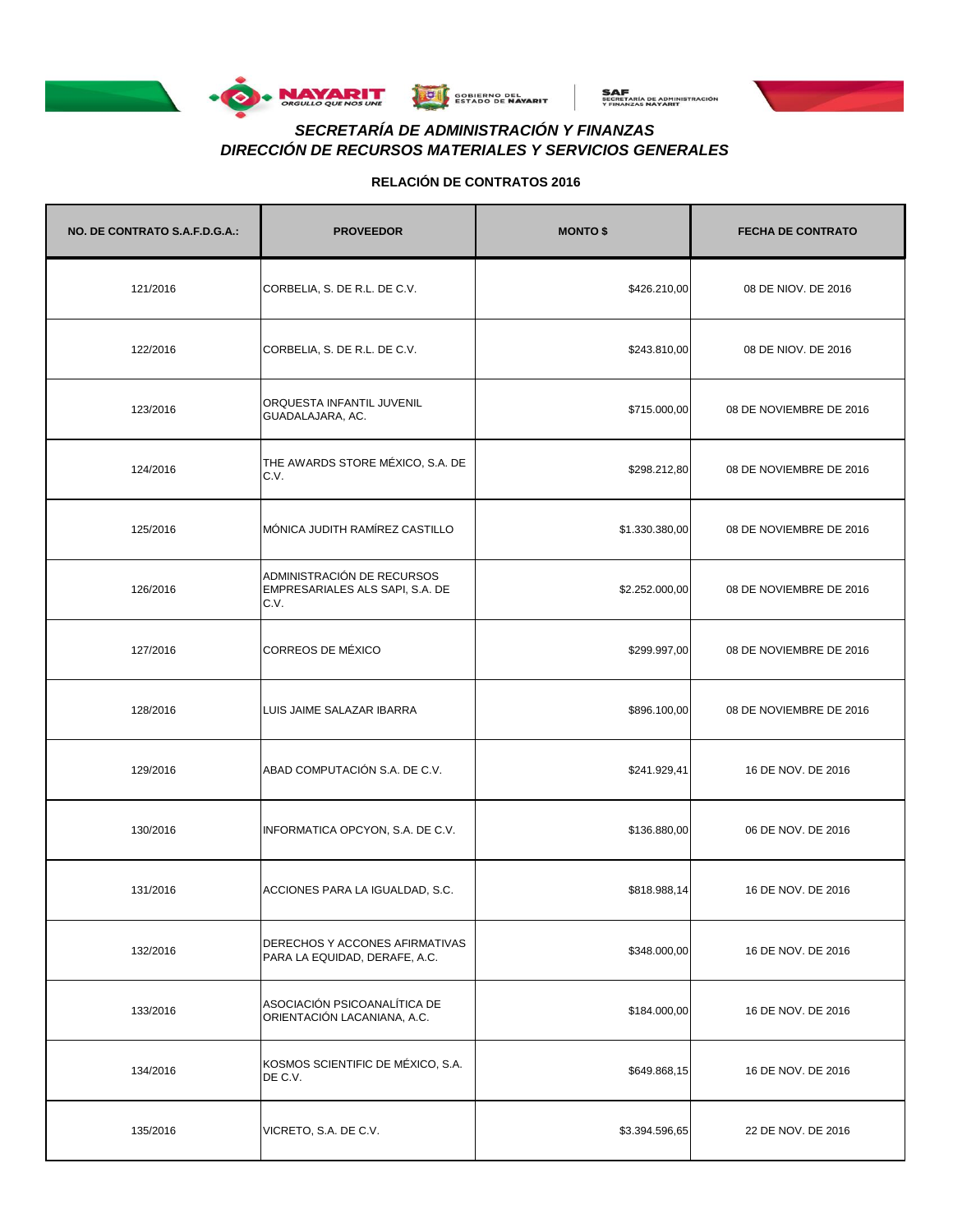## SECRETARÍA DE ADMINISTRACIÓN Y FINANZAS
## DIRECCIÓN DE RECURSOS MATERIALES Y SERVICIOS GENERALES

**RELACIÓN DE CONTRATOS 2016**

| NO. DE CONTRATO S.A.F.D.G.A.: | PROVEEDOR | MONTO $ | FECHA DE CONTRATO |
|---|---|---|---|
| 121/2016 | CORBELIA, S. DE R.L. DE C.V. | $426.210,00 | 08 DE NIOV. DE 2016 |
| 122/2016 | CORBELIA, S. DE R.L. DE C.V. | $243.810,00 | 08 DE NIOV. DE 2016 |
| 123/2016 | ORQUESTA INFANTIL JUVENIL GUADALAJARA, AC. | $715.000,00 | 08 DE NOVIEMBRE DE 2016 |
| 124/2016 | THE AWARDS STORE MÉXICO, S.A. DE C.V. | $298.212,80 | 08 DE NOVIEMBRE DE 2016 |
| 125/2016 | MÓNICA JUDITH RAMÍREZ CASTILLO | $1.330.380,00 | 08 DE NOVIEMBRE DE 2016 |
| 126/2016 | ADMINISTRACIÓN DE RECURSOS EMPRESARIALES ALS SAPI, S.A. DE C.V. | $2.252.000,00 | 08 DE NOVIEMBRE DE 2016 |
| 127/2016 | CORREOS DE MÉXICO | $299.997,00 | 08 DE NOVIEMBRE DE 2016 |
| 128/2016 | LUIS JAIME SALAZAR IBARRA | $896.100,00 | 08 DE NOVIEMBRE DE 2016 |
| 129/2016 | ABAD COMPUTACIÓN S.A. DE C.V. | $241.929,41 | 16 DE NOV. DE 2016 |
| 130/2016 | INFORMATICA OPCYON, S.A. DE C.V. | $136.880,00 | 06 DE NOV. DE 2016 |
| 131/2016 | ACCIONES PARA LA IGUALDAD, S.C. | $818.988,14 | 16 DE NOV. DE 2016 |
| 132/2016 | DERECHOS Y ACCONES AFIRMATIVAS PARA LA EQUIDAD, DERAFE, A.C. | $348.000,00 | 16 DE NOV. DE 2016 |
| 133/2016 | ASOCIACIÓN PSICOANALÍTICA DE ORIENTACIÓN LACANIANA, A.C. | $184.000,00 | 16 DE NOV. DE 2016 |
| 134/2016 | KOSMOS SCIENTIFIC DE MÉXICO, S.A. DE C.V. | $649.868,15 | 16 DE NOV. DE 2016 |
| 135/2016 | VICRETO, S.A. DE C.V. | $3.394.596,65 | 22 DE NOV. DE 2016 |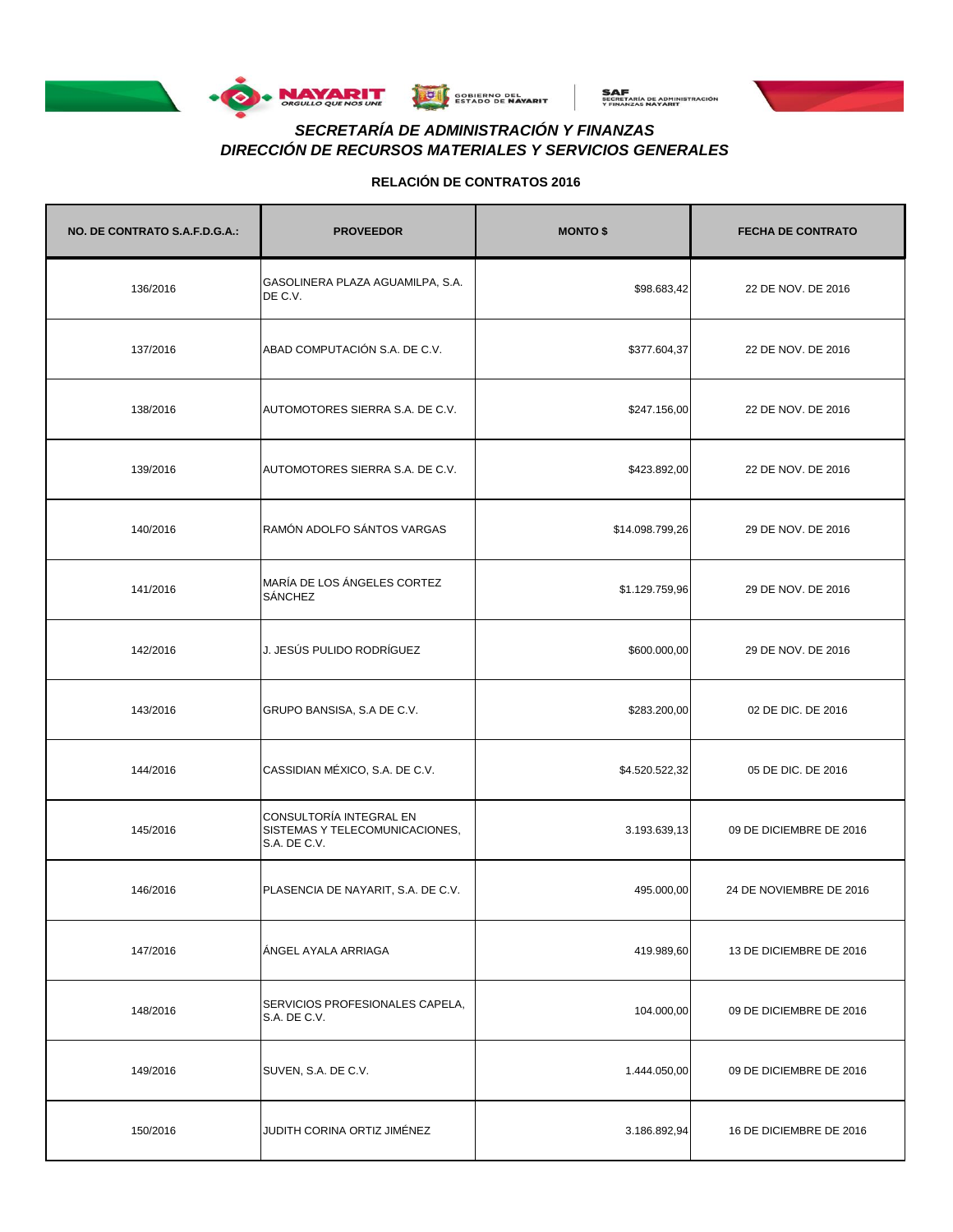### *SECRETARÍA DE ADMINISTRACIÓN Y FINANZAS*
### *DIRECCIÓN DE RECURSOS MATERIALES Y SERVICIOS GENERALES*

**RELACIÓN DE CONTRATOS 2016**

| NO. DE CONTRATO S.A.F.D.G.A.: | PROVEEDOR | MONTO $ | FECHA DE CONTRATO |
|---|---|---|---|
| 136/2016 | GASOLINERA PLAZA AGUAMILPA, S.A. DE C.V. | $98.683,42 | 22 DE NOV. DE 2016 |
| 137/2016 | ABAD COMPUTACIÓN S.A. DE C.V. | $377.604,37 | 22 DE NOV. DE 2016 |
| 138/2016 | AUTOMOTORES SIERRA S.A. DE C.V. | $247.156,00 | 22 DE NOV. DE 2016 |
| 139/2016 | AUTOMOTORES SIERRA S.A. DE C.V. | $423.892,00 | 22 DE NOV. DE 2016 |
| 140/2016 | RAMÓN ADOLFO SÁNTOS VARGAS | $14.098.799,26 | 29 DE NOV. DE 2016 |
| 141/2016 | MARÍA DE LOS ÁNGELES CORTEZ SÁNCHEZ | $1.129.759,96 | 29 DE NOV. DE 2016 |
| 142/2016 | J. JESÚS PULIDO RODRÍGUEZ | $600.000,00 | 29 DE NOV. DE 2016 |
| 143/2016 | GRUPO BANSISA, S.A DE C.V. | $283.200,00 | 02 DE DIC. DE 2016 |
| 144/2016 | CASSIDIAN MÉXICO, S.A. DE C.V. | $4.520.522,32 | 05 DE DIC. DE 2016 |
| 145/2016 | CONSULTORÍA INTEGRAL EN SISTEMAS Y TELECOMUNICACIONES, S.A. DE C.V. | 3.193.639,13 | 09 DE DICIEMBRE DE 2016 |
| 146/2016 | PLASENCIA DE NAYARIT, S.A. DE C.V. | 495.000,00 | 24 DE NOVIEMBRE DE 2016 |
| 147/2016 | ÁNGEL AYALA ARRIAGA | 419.989,60 | 13 DE DICIEMBRE DE 2016 |
| 148/2016 | SERVICIOS PROFESIONALES CAPELA, S.A. DE C.V. | 104.000,00 | 09 DE DICIEMBRE DE 2016 |
| 149/2016 | SUVEN, S.A. DE C.V. | 1.444.050,00 | 09 DE DICIEMBRE DE 2016 |
| 150/2016 | JUDITH CORINA ORTIZ JIMÉNEZ | 3.186.892,94 | 16 DE DICIEMBRE DE 2016 |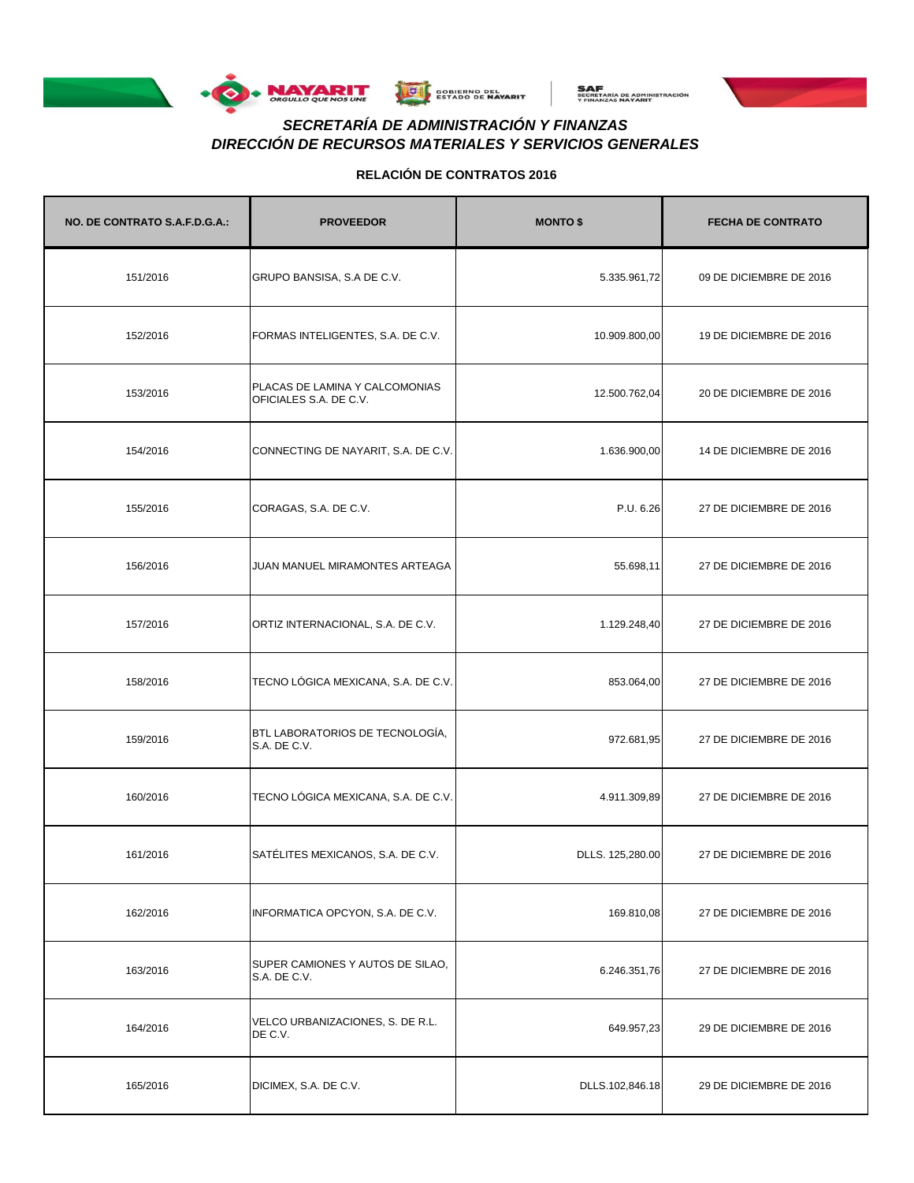## SECRETARÍA DE ADMINISTRACIÓN Y FINANZAS
## DIRECCIÓN DE RECURSOS MATERIALES Y SERVICIOS GENERALES

### RELACIÓN DE CONTRATOS 2016

| NO. DE CONTRATO S.A.F.D.G.A.: | PROVEEDOR | MONTO $ | FECHA DE CONTRATO |
|---|---|---|---|
| 151/2016 | GRUPO BANSISA, S.A DE C.V. | 5.335.961,72 | 09 DE DICIEMBRE DE 2016 |
| 152/2016 | FORMAS INTELIGENTES, S.A. DE C.V. | 10.909.800,00 | 19 DE DICIEMBRE DE 2016 |
| 153/2016 | PLACAS DE LAMINA Y CALCOMONIAS OFICIALES S.A. DE C.V. | 12.500.762,04 | 20 DE DICIEMBRE DE 2016 |
| 154/2016 | CONNECTING DE NAYARIT, S.A. DE C.V. | 1.636.900,00 | 14 DE DICIEMBRE DE 2016 |
| 155/2016 | CORAGAS, S.A. DE C.V. | P.U. 6.26 | 27 DE DICIEMBRE DE 2016 |
| 156/2016 | JUAN MANUEL MIRAMONTES ARTEAGA | 55.698,11 | 27 DE DICIEMBRE DE 2016 |
| 157/2016 | ORTIZ INTERNACIONAL, S.A. DE C.V. | 1.129.248,40 | 27 DE DICIEMBRE DE 2016 |
| 158/2016 | TECNO LÓGICA MEXICANA, S.A. DE C.V. | 853.064,00 | 27 DE DICIEMBRE DE 2016 |
| 159/2016 | BTL LABORATORIOS DE TECNOLOGÍA, S.A. DE C.V. | 972.681,95 | 27 DE DICIEMBRE DE 2016 |
| 160/2016 | TECNO LÓGICA MEXICANA, S.A. DE C.V. | 4.911.309,89 | 27 DE DICIEMBRE DE 2016 |
| 161/2016 | SATÉLITES MEXICANOS, S.A. DE C.V. | DLLS. 125,280.00 | 27 DE DICIEMBRE DE 2016 |
| 162/2016 | INFORMATICA OPCYON, S.A. DE C.V. | 169.810,08 | 27 DE DICIEMBRE DE 2016 |
| 163/2016 | SUPER CAMIONES Y AUTOS DE SILAO, S.A. DE C.V. | 6.246.351,76 | 27 DE DICIEMBRE DE 2016 |
| 164/2016 | VELCO URBANIZACIONES, S. DE R.L. DE C.V. | 649.957,23 | 29 DE DICIEMBRE DE 2016 |
| 165/2016 | DICIMEX, S.A. DE C.V. | DLLS.102,846.18 | 29 DE DICIEMBRE DE 2016 |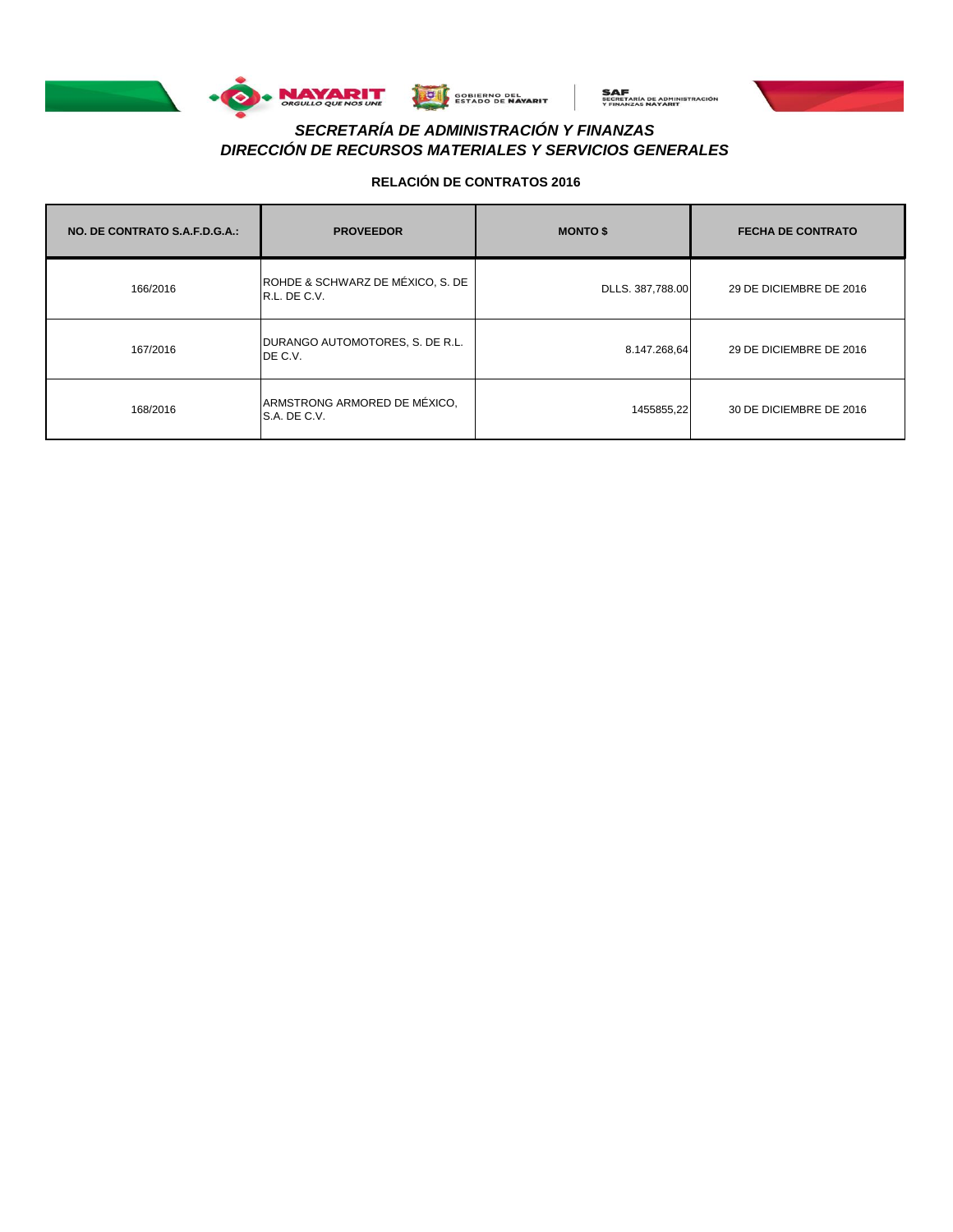NAYARIT ORGULLO QUE NOS UNE

GOBIERNO DEL ESTADO DE NAYARIT

SAF SECRETARÍA DE ADMINISTRACIÓN Y FINANZAS NAYARIT

## *SECRETARÍA DE ADMINISTRACIÓN Y FINANZAS*
## *DIRECCIÓN DE RECURSOS MATERIALES Y SERVICIOS GENERALES*

### RELACIÓN DE CONTRATOS 2016

| NO. DE CONTRATO S.A.F.D.G.A.: | PROVEEDOR | MONTO $ | FECHA DE CONTRATO |
|---|---|---|---|
| 166/2016 | ROHDE & SCHWARZ DE MÉXICO, S. DE R.L. DE C.V. | DLLS. 387,788.00 | 29 DE DICIEMBRE DE 2016 |
| 167/2016 | DURANGO AUTOMOTORES, S. DE R.L. DE C.V. | 8.147.268,64 | 29 DE DICIEMBRE DE 2016 |
| 168/2016 | ARMSTRONG ARMORED DE MÉXICO, S.A. DE C.V. | 1455855,22 | 30 DE DICIEMBRE DE 2016 |